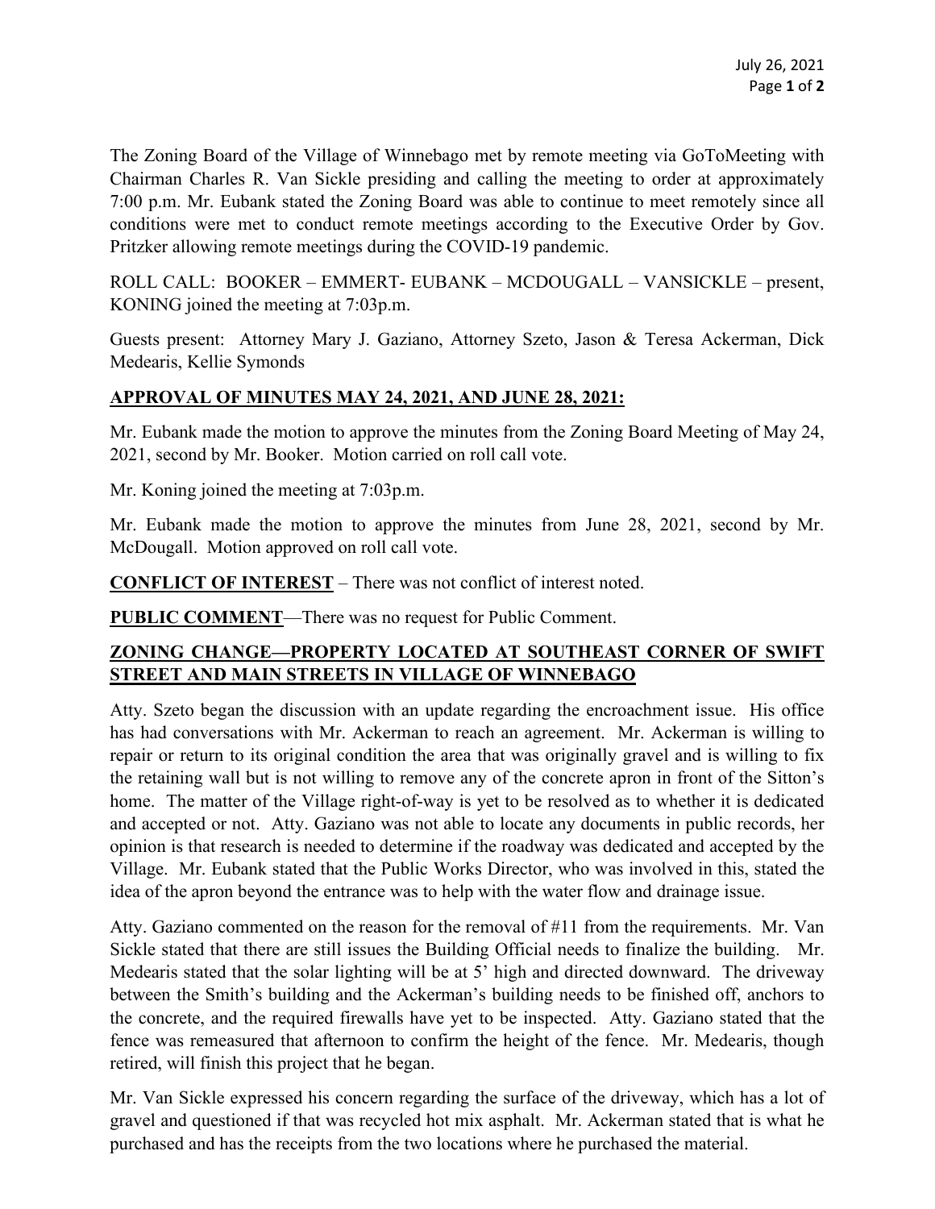The Zoning Board of the Village of Winnebago met by remote meeting via GoToMeeting with Chairman Charles R. Van Sickle presiding and calling the meeting to order at approximately 7:00 p.m. Mr. Eubank stated the Zoning Board was able to continue to meet remotely since all conditions were met to conduct remote meetings according to the Executive Order by Gov. Pritzker allowing remote meetings during the COVID-19 pandemic.

ROLL CALL: BOOKER – EMMERT- EUBANK – MCDOUGALL – VANSICKLE – present, KONING joined the meeting at 7:03p.m.

Guests present: Attorney Mary J. Gaziano, Attorney Szeto, Jason & Teresa Ackerman, Dick Medearis, Kellie Symonds

**APPROVAL OF MINUTES MAY 24, 2021, AND JUNE 28, 2021:**

Mr. Eubank made the motion to approve the minutes from the Zoning Board Meeting of May 24, 2021, second by Mr. Booker. Motion carried on roll call vote.

Mr. Koning joined the meeting at 7:03p.m.

Mr. Eubank made the motion to approve the minutes from June 28, 2021, second by Mr. McDougall. Motion approved on roll call vote.

**CONFLICT OF INTEREST** – There was not conflict of interest noted.

**PUBLIC COMMENT**—There was no request for Public Comment.

**ZONING CHANGE—PROPERTY LOCATED AT SOUTHEAST CORNER OF SWIFT STREET AND MAIN STREETS IN VILLAGE OF WINNEBAGO**

Atty. Szeto began the discussion with an update regarding the encroachment issue. His office has had conversations with Mr. Ackerman to reach an agreement. Mr. Ackerman is willing to repair or return to its original condition the area that was originally gravel and is willing to fix the retaining wall but is not willing to remove any of the concrete apron in front of the Sitton's home. The matter of the Village right-of-way is yet to be resolved as to whether it is dedicated and accepted or not. Atty. Gaziano was not able to locate any documents in public records, her opinion is that research is needed to determine if the roadway was dedicated and accepted by the Village. Mr. Eubank stated that the Public Works Director, who was involved in this, stated the idea of the apron beyond the entrance was to help with the water flow and drainage issue.

Atty. Gaziano commented on the reason for the removal of #11 from the requirements. Mr. Van Sickle stated that there are still issues the Building Official needs to finalize the building. Mr. Medearis stated that the solar lighting will be at 5' high and directed downward. The driveway between the Smith's building and the Ackerman's building needs to be finished off, anchors to the concrete, and the required firewalls have yet to be inspected. Atty. Gaziano stated that the fence was remeasured that afternoon to confirm the height of the fence. Mr. Medearis, though retired, will finish this project that he began.

Mr. Van Sickle expressed his concern regarding the surface of the driveway, which has a lot of gravel and questioned if that was recycled hot mix asphalt. Mr. Ackerman stated that is what he purchased and has the receipts from the two locations where he purchased the material.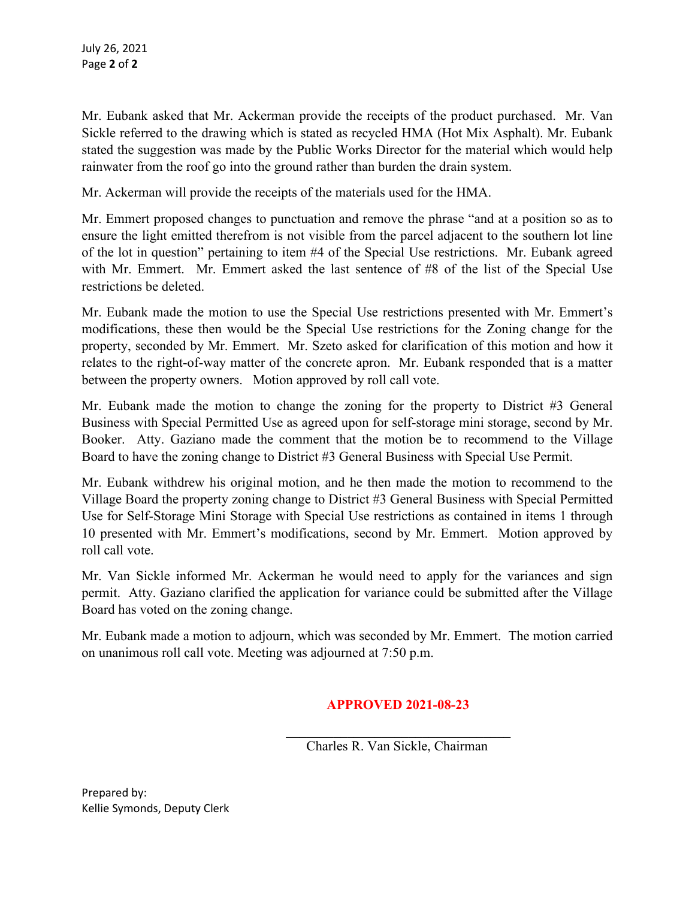Mr. Eubank asked that Mr. Ackerman provide the receipts of the product purchased. Mr. Van Sickle referred to the drawing which is stated as recycled HMA (Hot Mix Asphalt). Mr. Eubank stated the suggestion was made by the Public Works Director for the material which would help rainwater from the roof go into the ground rather than burden the drain system.

Mr. Ackerman will provide the receipts of the materials used for the HMA.

Mr. Emmert proposed changes to punctuation and remove the phrase "and at a position so as to ensure the light emitted therefrom is not visible from the parcel adjacent to the southern lot line of the lot in question" pertaining to item #4 of the Special Use restrictions. Mr. Eubank agreed with Mr. Emmert. Mr. Emmert asked the last sentence of #8 of the list of the Special Use restrictions be deleted.

Mr. Eubank made the motion to use the Special Use restrictions presented with Mr. Emmert's modifications, these then would be the Special Use restrictions for the Zoning change for the property, seconded by Mr. Emmert. Mr. Szeto asked for clarification of this motion and how it relates to the right-of-way matter of the concrete apron. Mr. Eubank responded that is a matter between the property owners. Motion approved by roll call vote.

Mr. Eubank made the motion to change the zoning for the property to District #3 General Business with Special Permitted Use as agreed upon for self-storage mini storage, second by Mr. Booker. Atty. Gaziano made the comment that the motion be to recommend to the Village Board to have the zoning change to District #3 General Business with Special Use Permit.

Mr. Eubank withdrew his original motion, and he then made the motion to recommend to the Village Board the property zoning change to District #3 General Business with Special Permitted Use for Self-Storage Mini Storage with Special Use restrictions as contained in items 1 through 10 presented with Mr. Emmert's modifications, second by Mr. Emmert. Motion approved by roll call vote.

Mr. Van Sickle informed Mr. Ackerman he would need to apply for the variances and sign permit. Atty. Gaziano clarified the application for variance could be submitted after the Village Board has voted on the zoning change.

Mr. Eubank made a motion to adjourn, which was seconded by Mr. Emmert. The motion carried on unanimous roll call vote. Meeting was adjourned at 7:50 p.m.

**APPROVED 2021-08-23**

\_\_\_\_\_\_\_\_\_\_\_\_\_\_\_\_\_\_\_\_\_\_\_\_\_\_\_\_\_\_\_\_\_\_

Charles R. Van Sickle, Chairman

Prepared by:
Kellie Symonds, Deputy Clerk